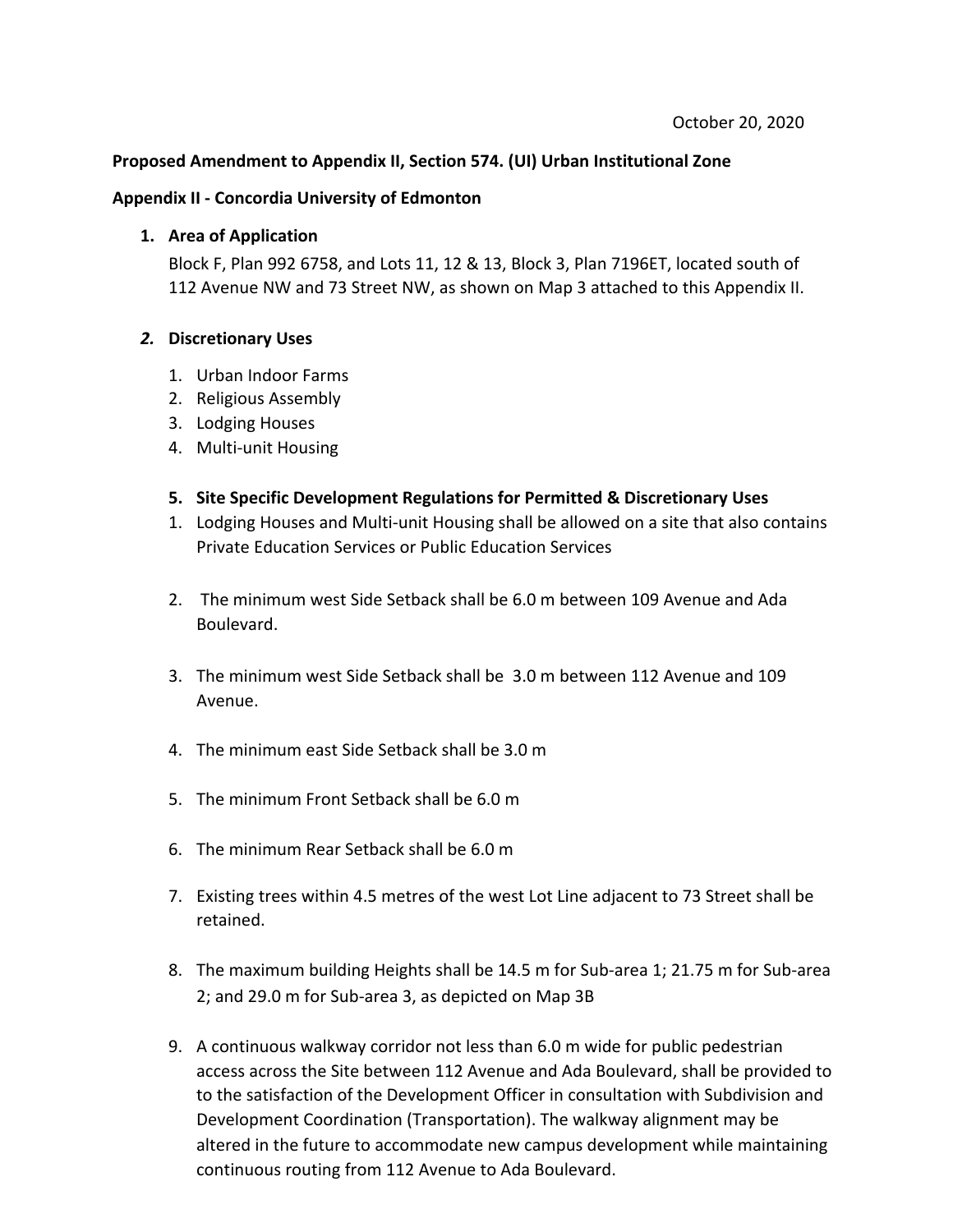October 20, 2020

**Proposed Amendment to Appendix II, Section 574. (UI) Urban Institutional Zone**

**Appendix II - Concordia University of Edmonton**

1. **Area of Application**

   Block F, Plan 992 6758, and Lots 11, 12 & 13, Block 3, Plan 7196ET, located south of 112 Avenue NW and 73 Street NW, as shown on Map 3 attached to this Appendix II.

2. ***Discretionary Uses***

   1. Urban Indoor Farms
   2. Religious Assembly
   3. Lodging Houses
   4. Multi-unit Housing

5. **Site Specific Development Regulations for Permitted & Discretionary Uses**

   1. Lodging Houses and Multi-unit Housing shall be allowed on a site that also contains Private Education Services or Public Education Services

   2. The minimum west Side Setback shall be 6.0 m between 109 Avenue and Ada Boulevard.

   3. The minimum west Side Setback shall be 3.0 m between 112 Avenue and 109 Avenue.

   4. The minimum east Side Setback shall be 3.0 m

   5. The minimum Front Setback shall be 6.0 m

   6. The minimum Rear Setback shall be 6.0 m

   7. Existing trees within 4.5 metres of the west Lot Line adjacent to 73 Street shall be retained.

   8. The maximum building Heights shall be 14.5 m for Sub-area 1; 21.75 m for Sub-area 2; and 29.0 m for Sub-area 3, as depicted on Map 3B

   9. A continuous walkway corridor not less than 6.0 m wide for public pedestrian access across the Site between 112 Avenue and Ada Boulevard, shall be provided to to the satisfaction of the Development Officer in consultation with Subdivision and Development Coordination (Transportation). The walkway alignment may be altered in the future to accommodate new campus development while maintaining continuous routing from 112 Avenue to Ada Boulevard.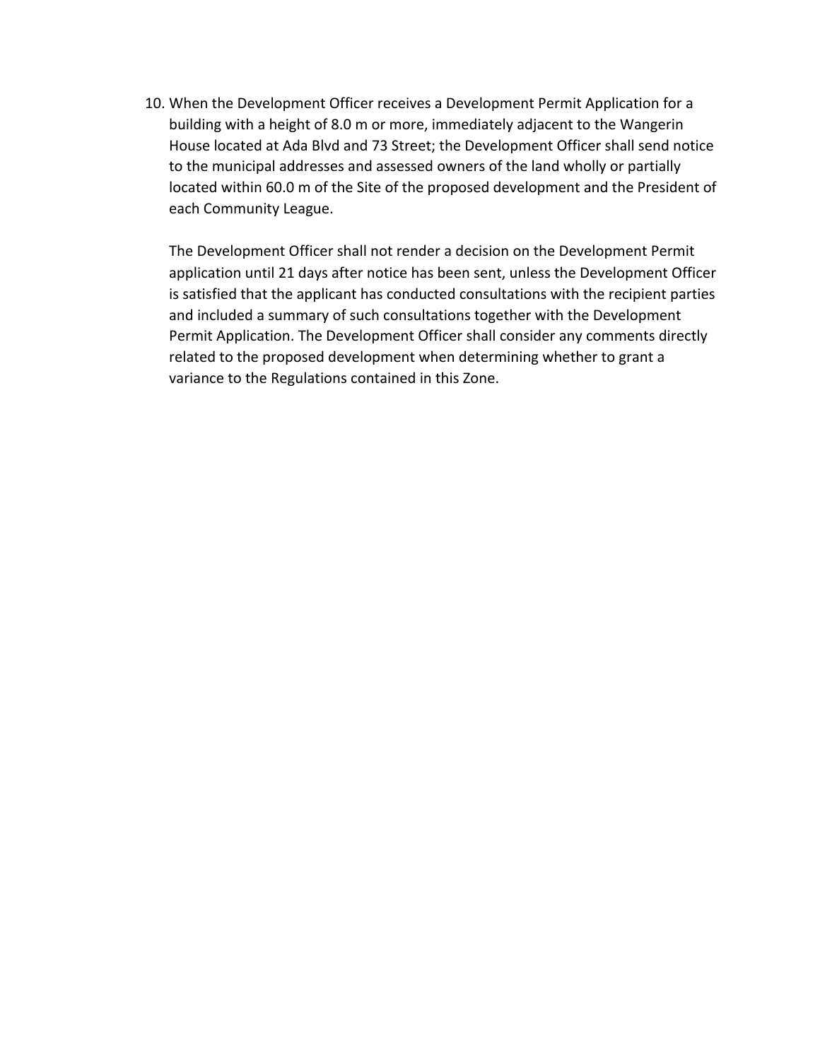10. When the Development Officer receives a Development Permit Application for a building with a height of 8.0 m or more, immediately adjacent to the Wangerin House located at Ada Blvd and 73 Street; the Development Officer shall send notice to the municipal addresses and assessed owners of the land wholly or partially located within 60.0 m of the Site of the proposed development and the President of each Community League.

    The Development Officer shall not render a decision on the Development Permit application until 21 days after notice has been sent, unless the Development Officer is satisfied that the applicant has conducted consultations with the recipient parties and included a summary of such consultations together with the Development Permit Application. The Development Officer shall consider any comments directly related to the proposed development when determining whether to grant a variance to the Regulations contained in this Zone.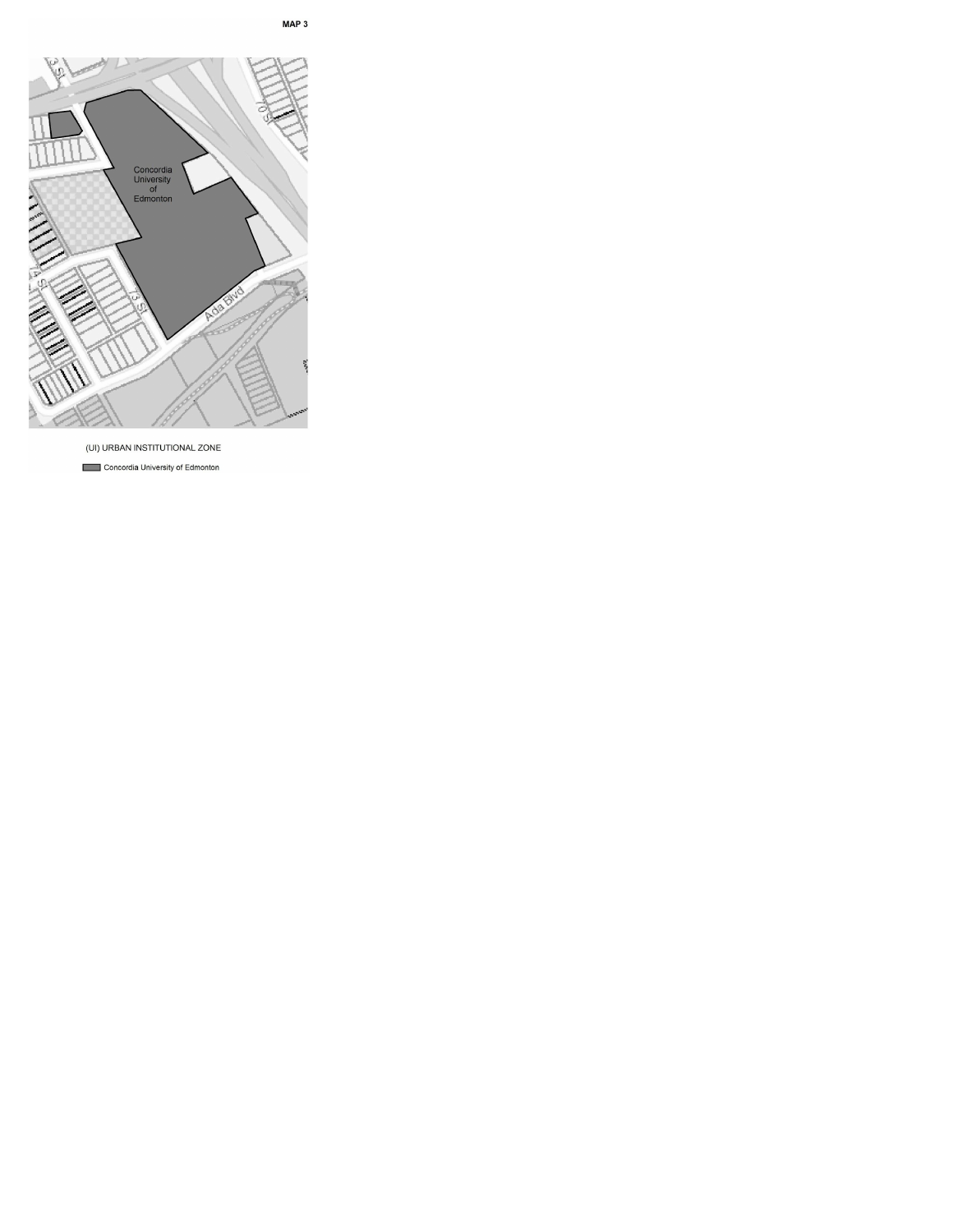MAP 3

Concordia University of Edmonton

73 St

70 St

74 St

Ada Blvd

(UI) URBAN INSTITUTIONAL ZONE

Concordia University of Edmonton